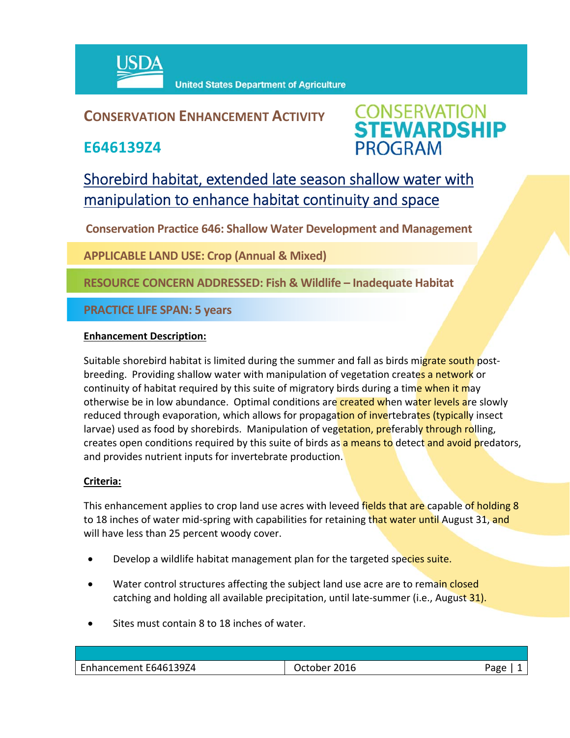USDA United States Department of Agriculture

## CONSERVATION ENHANCEMENT ACTIVITY

## E646139Z4

CONSERVATION STEWARDSHIP PROGRAM

# Shorebird habitat, extended late season shallow water with manipulation to enhance habitat continuity and space

**Conservation Practice 646: Shallow Water Development and Management**

**APPLICABLE LAND USE: Crop (Annual & Mixed)**

**RESOURCE CONCERN ADDRESSED: Fish & Wildlife – Inadequate Habitat**

**PRACTICE LIFE SPAN: 5 years**

**Enhancement Description:**

Suitable shorebird habitat is limited during the summer and fall as birds migrate south post-breeding. Providing shallow water with manipulation of vegetation creates a network or continuity of habitat required by this suite of migratory birds during a time when it may otherwise be in low abundance. Optimal conditions are created when water levels are slowly reduced through evaporation, which allows for propagation of invertebrates (typically insect larvae) used as food by shorebirds. Manipulation of vegetation, preferably through rolling, creates open conditions required by this suite of birds as a means to detect and avoid predators, and provides nutrient inputs for invertebrate production.

**Criteria:**

This enhancement applies to crop land use acres with leveed fields that are capable of holding 8 to 18 inches of water mid-spring with capabilities for retaining that water until August 31, and will have less than 25 percent woody cover.

- Develop a wildlife habitat management plan for the targeted species suite.
- Water control structures affecting the subject land use acre are to remain closed catching and holding all available precipitation, until late-summer (i.e., August 31).
- Sites must contain 8 to 18 inches of water.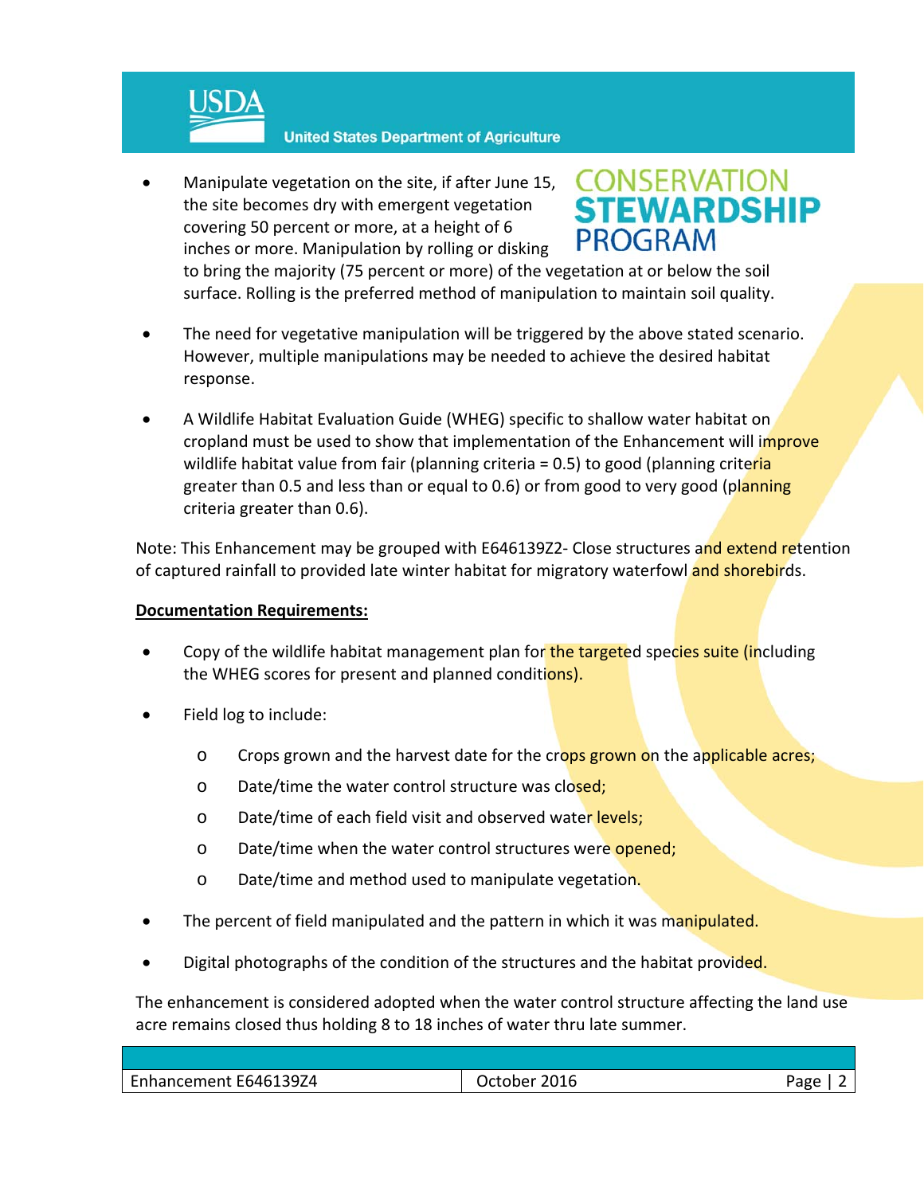- Manipulate vegetation on the site, if after June 15, the site becomes dry with emergent vegetation covering 50 percent or more, at a height of 6 inches or more. Manipulation by rolling or disking to bring the majority (75 percent or more) of the vegetation at or below the soil surface. Rolling is the preferred method of manipulation to maintain soil quality.

- The need for vegetative manipulation will be triggered by the above stated scenario. However, multiple manipulations may be needed to achieve the desired habitat response.

- A Wildlife Habitat Evaluation Guide (WHEG) specific to shallow water habitat on cropland must be used to show that implementation of the Enhancement will improve wildlife habitat value from fair (planning criteria = 0.5) to good (planning criteria greater than 0.5 and less than or equal to 0.6) or from good to very good (planning criteria greater than 0.6).

Note: This Enhancement may be grouped with E646139Z2- Close structures and extend retention of captured rainfall to provided late winter habitat for migratory waterfowl and shorebirds.

**Documentation Requirements:**

- Copy of the wildlife habitat management plan for the targeted species suite (including the WHEG scores for present and planned conditions).

- Field log to include:
    - Crops grown and the harvest date for the crops grown on the applicable acres;
    - Date/time the water control structure was closed;
    - Date/time of each field visit and observed water levels;
    - Date/time when the water control structures were opened;
    - Date/time and method used to manipulate vegetation.

- The percent of field manipulated and the pattern in which it was manipulated.

- Digital photographs of the condition of the structures and the habitat provided.

The enhancement is considered adopted when the water control structure affecting the land use acre remains closed thus holding 8 to 18 inches of water thru late summer.